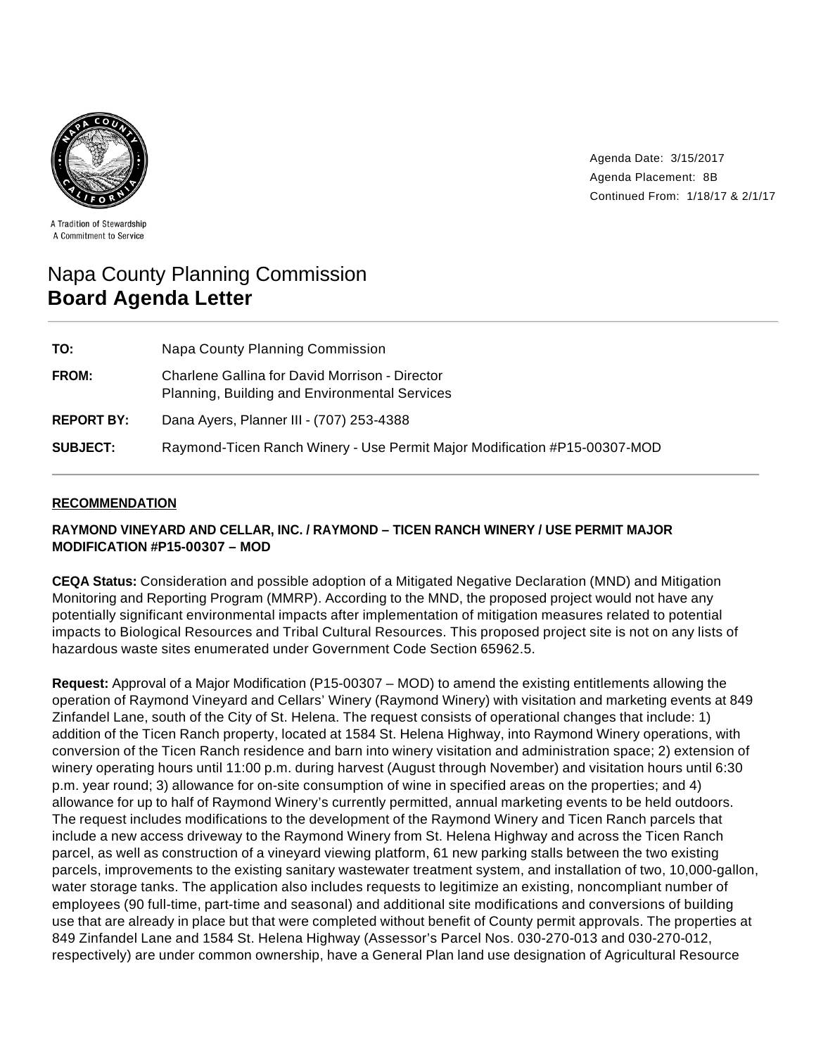A Tradition of Stewardship
A Commitment to Service

Agenda Date: 3/15/2017
Agenda Placement: 8B
Continued From: 1/18/17 & 2/1/17

# Napa County Planning Commission
# **Board Agenda Letter**

| | |
|---|---|
| **TO:** | Napa County Planning Commission |
| **FROM:** | Charlene Gallina for David Morrison - Director<br>Planning, Building and Environmental Services |
| **REPORT BY:** | Dana Ayers, Planner III - (707) 253-4388 |
| **SUBJECT:** | Raymond-Ticen Ranch Winery - Use Permit Major Modification #P15-00307-MOD |

## RECOMMENDATION

**RAYMOND VINEYARD AND CELLAR, INC. / RAYMOND – TICEN RANCH WINERY / USE PERMIT MAJOR MODIFICATION #P15-00307 – MOD**

**CEQA Status:** Consideration and possible adoption of a Mitigated Negative Declaration (MND) and Mitigation Monitoring and Reporting Program (MMRP). According to the MND, the proposed project would not have any potentially significant environmental impacts after implementation of mitigation measures related to potential impacts to Biological Resources and Tribal Cultural Resources. This proposed project site is not on any lists of hazardous waste sites enumerated under Government Code Section 65962.5.

**Request:** Approval of a Major Modification (P15-00307 – MOD) to amend the existing entitlements allowing the operation of Raymond Vineyard and Cellars' Winery (Raymond Winery) with visitation and marketing events at 849 Zinfandel Lane, south of the City of St. Helena. The request consists of operational changes that include: 1) addition of the Ticen Ranch property, located at 1584 St. Helena Highway, into Raymond Winery operations, with conversion of the Ticen Ranch residence and barn into winery visitation and administration space; 2) extension of winery operating hours until 11:00 p.m. during harvest (August through November) and visitation hours until 6:30 p.m. year round; 3) allowance for on-site consumption of wine in specified areas on the properties; and 4) allowance for up to half of Raymond Winery's currently permitted, annual marketing events to be held outdoors. The request includes modifications to the development of the Raymond Winery and Ticen Ranch parcels that include a new access driveway to the Raymond Winery from St. Helena Highway and across the Ticen Ranch parcel, as well as construction of a vineyard viewing platform, 61 new parking stalls between the two existing parcels, improvements to the existing sanitary wastewater treatment system, and installation of two, 10,000-gallon, water storage tanks. The application also includes requests to legitimize an existing, noncompliant number of employees (90 full-time, part-time and seasonal) and additional site modifications and conversions of building use that are already in place but that were completed without benefit of County permit approvals. The properties at 849 Zinfandel Lane and 1584 St. Helena Highway (Assessor's Parcel Nos. 030-270-013 and 030-270-012, respectively) are under common ownership, have a General Plan land use designation of Agricultural Resource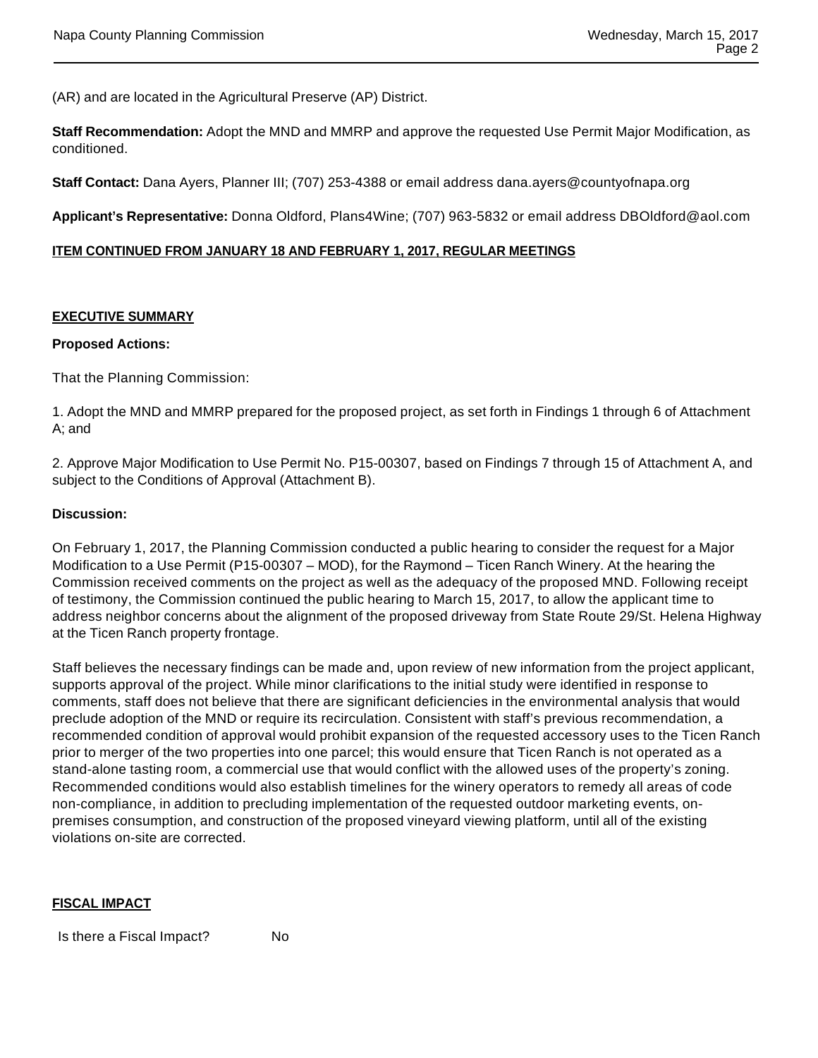(AR) and are located in the Agricultural Preserve (AP) District.

**Staff Recommendation:** Adopt the MND and MMRP and approve the requested Use Permit Major Modification, as conditioned.

**Staff Contact:** Dana Ayers, Planner III; (707) 253-4388 or email address dana.ayers@countyofnapa.org

**Applicant's Representative:** Donna Oldford, Plans4Wine; (707) 963-5832 or email address DBOldford@aol.com

**ITEM CONTINUED FROM JANUARY 18 AND FEBRUARY 1, 2017, REGULAR MEETINGS**

## EXECUTIVE SUMMARY

**Proposed Actions:**

That the Planning Commission:

1. Adopt the MND and MMRP prepared for the proposed project, as set forth in Findings 1 through 6 of Attachment A; and

2. Approve Major Modification to Use Permit No. P15-00307, based on Findings 7 through 15 of Attachment A, and subject to the Conditions of Approval (Attachment B).

**Discussion:**

On February 1, 2017, the Planning Commission conducted a public hearing to consider the request for a Major Modification to a Use Permit (P15-00307 – MOD), for the Raymond – Ticen Ranch Winery. At the hearing the Commission received comments on the project as well as the adequacy of the proposed MND. Following receipt of testimony, the Commission continued the public hearing to March 15, 2017, to allow the applicant time to address neighbor concerns about the alignment of the proposed driveway from State Route 29/St. Helena Highway at the Ticen Ranch property frontage.

Staff believes the necessary findings can be made and, upon review of new information from the project applicant, supports approval of the project. While minor clarifications to the initial study were identified in response to comments, staff does not believe that there are significant deficiencies in the environmental analysis that would preclude adoption of the MND or require its recirculation. Consistent with staff's previous recommendation, a recommended condition of approval would prohibit expansion of the requested accessory uses to the Ticen Ranch prior to merger of the two properties into one parcel; this would ensure that Ticen Ranch is not operated as a stand-alone tasting room, a commercial use that would conflict with the allowed uses of the property's zoning. Recommended conditions would also establish timelines for the winery operators to remedy all areas of code non-compliance, in addition to precluding implementation of the requested outdoor marketing events, on-premises consumption, and construction of the proposed vineyard viewing platform, until all of the existing violations on-site are corrected.

## FISCAL IMPACT

Is there a Fiscal Impact? No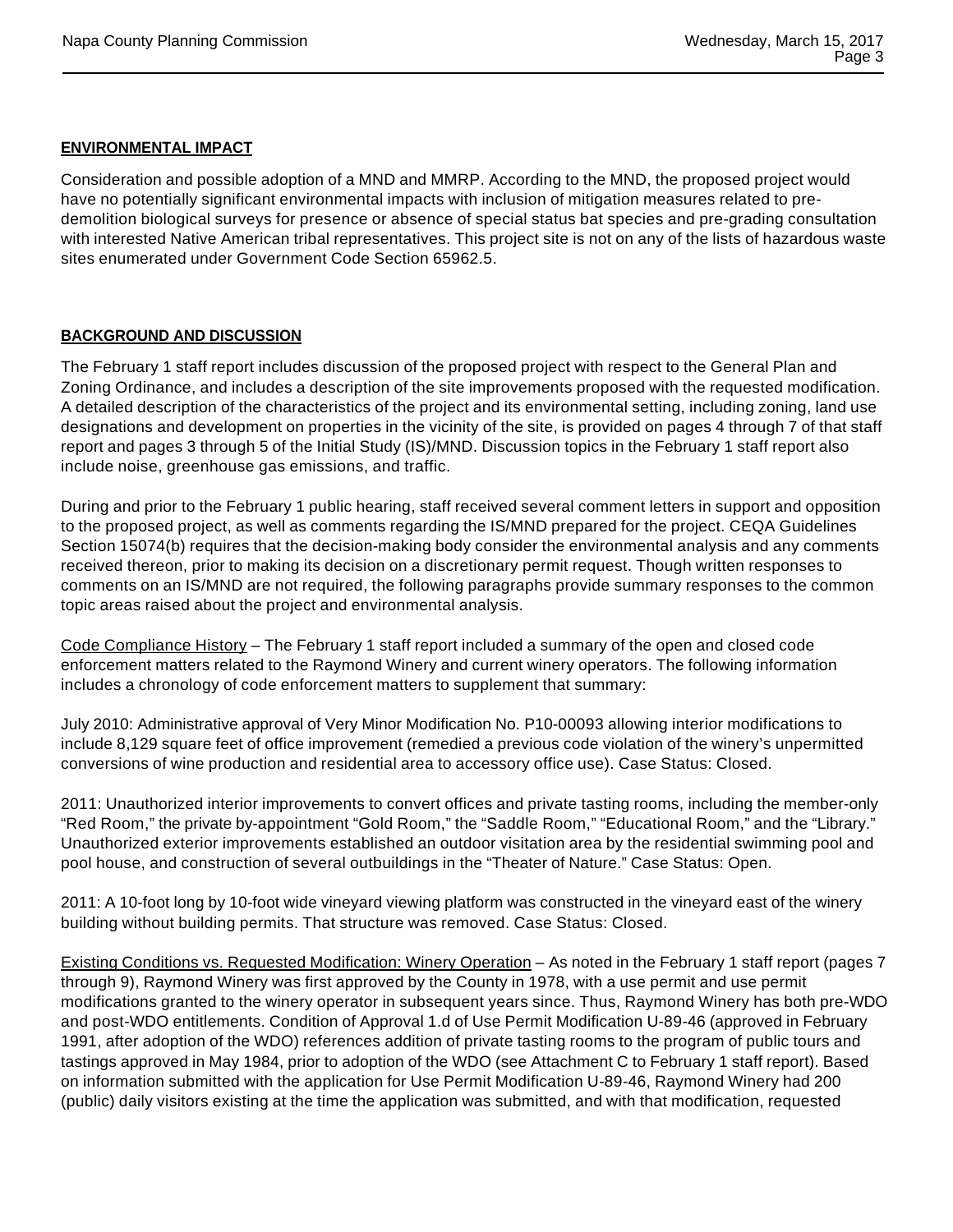**ENVIRONMENTAL IMPACT**

Consideration and possible adoption of a MND and MMRP. According to the MND, the proposed project would have no potentially significant environmental impacts with inclusion of mitigation measures related to pre-demolition biological surveys for presence or absence of special status bat species and pre-grading consultation with interested Native American tribal representatives. This project site is not on any of the lists of hazardous waste sites enumerated under Government Code Section 65962.5.

**BACKGROUND AND DISCUSSION**

The February 1 staff report includes discussion of the proposed project with respect to the General Plan and Zoning Ordinance, and includes a description of the site improvements proposed with the requested modification. A detailed description of the characteristics of the project and its environmental setting, including zoning, land use designations and development on properties in the vicinity of the site, is provided on pages 4 through 7 of that staff report and pages 3 through 5 of the Initial Study (IS)/MND. Discussion topics in the February 1 staff report also include noise, greenhouse gas emissions, and traffic.

During and prior to the February 1 public hearing, staff received several comment letters in support and opposition to the proposed project, as well as comments regarding the IS/MND prepared for the project. CEQA Guidelines Section 15074(b) requires that the decision-making body consider the environmental analysis and any comments received thereon, prior to making its decision on a discretionary permit request. Though written responses to comments on an IS/MND are not required, the following paragraphs provide summary responses to the common topic areas raised about the project and environmental analysis.

Code Compliance History – The February 1 staff report included a summary of the open and closed code enforcement matters related to the Raymond Winery and current winery operators. The following information includes a chronology of code enforcement matters to supplement that summary:

July 2010: Administrative approval of Very Minor Modification No. P10-00093 allowing interior modifications to include 8,129 square feet of office improvement (remedied a previous code violation of the winery's unpermitted conversions of wine production and residential area to accessory office use). Case Status: Closed.

2011: Unauthorized interior improvements to convert offices and private tasting rooms, including the member-only "Red Room," the private by-appointment "Gold Room," the "Saddle Room," "Educational Room," and the "Library." Unauthorized exterior improvements established an outdoor visitation area by the residential swimming pool and pool house, and construction of several outbuildings in the "Theater of Nature." Case Status: Open.

2011: A 10-foot long by 10-foot wide vineyard viewing platform was constructed in the vineyard east of the winery building without building permits. That structure was removed. Case Status: Closed.

Existing Conditions vs. Requested Modification: Winery Operation – As noted in the February 1 staff report (pages 7 through 9), Raymond Winery was first approved by the County in 1978, with a use permit and use permit modifications granted to the winery operator in subsequent years since. Thus, Raymond Winery has both pre-WDO and post-WDO entitlements. Condition of Approval 1.d of Use Permit Modification U-89-46 (approved in February 1991, after adoption of the WDO) references addition of private tasting rooms to the program of public tours and tastings approved in May 1984, prior to adoption of the WDO (see Attachment C to February 1 staff report). Based on information submitted with the application for Use Permit Modification U-89-46, Raymond Winery had 200 (public) daily visitors existing at the time the application was submitted, and with that modification, requested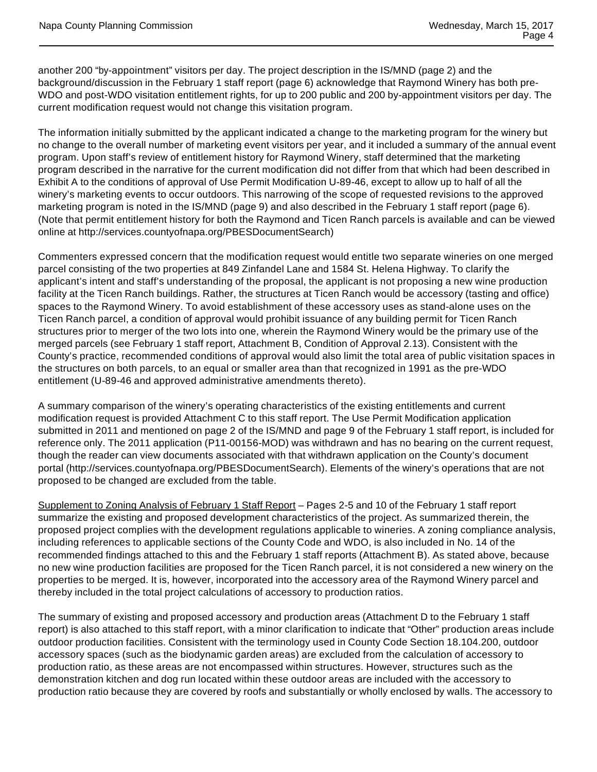another 200 “by-appointment” visitors per day. The project description in the IS/MND (page 2) and the background/discussion in the February 1 staff report (page 6) acknowledge that Raymond Winery has both pre-WDO and post-WDO visitation entitlement rights, for up to 200 public and 200 by-appointment visitors per day. The current modification request would not change this visitation program.

The information initially submitted by the applicant indicated a change to the marketing program for the winery but no change to the overall number of marketing event visitors per year, and it included a summary of the annual event program. Upon staff’s review of entitlement history for Raymond Winery, staff determined that the marketing program described in the narrative for the current modification did not differ from that which had been described in Exhibit A to the conditions of approval of Use Permit Modification U-89-46, except to allow up to half of all the winery’s marketing events to occur outdoors. This narrowing of the scope of requested revisions to the approved marketing program is noted in the IS/MND (page 9) and also described in the February 1 staff report (page 6). (Note that permit entitlement history for both the Raymond and Ticen Ranch parcels is available and can be viewed online at http://services.countyofnapa.org/PBESDocumentSearch)

Commenters expressed concern that the modification request would entitle two separate wineries on one merged parcel consisting of the two properties at 849 Zinfandel Lane and 1584 St. Helena Highway. To clarify the applicant’s intent and staff’s understanding of the proposal, the applicant is not proposing a new wine production facility at the Ticen Ranch buildings. Rather, the structures at Ticen Ranch would be accessory (tasting and office) spaces to the Raymond Winery. To avoid establishment of these accessory uses as stand-alone uses on the Ticen Ranch parcel, a condition of approval would prohibit issuance of any building permit for Ticen Ranch structures prior to merger of the two lots into one, wherein the Raymond Winery would be the primary use of the merged parcels (see February 1 staff report, Attachment B, Condition of Approval 2.13). Consistent with the County’s practice, recommended conditions of approval would also limit the total area of public visitation spaces in the structures on both parcels, to an equal or smaller area than that recognized in 1991 as the pre-WDO entitlement (U-89-46 and approved administrative amendments thereto).

A summary comparison of the winery’s operating characteristics of the existing entitlements and current modification request is provided Attachment C to this staff report. The Use Permit Modification application submitted in 2011 and mentioned on page 2 of the IS/MND and page 9 of the February 1 staff report, is included for reference only. The 2011 application (P11-00156-MOD) was withdrawn and has no bearing on the current request, though the reader can view documents associated with that withdrawn application on the County’s document portal (http://services.countyofnapa.org/PBESDocumentSearch). Elements of the winery’s operations that are not proposed to be changed are excluded from the table.

Supplement to Zoning Analysis of February 1 Staff Report – Pages 2-5 and 10 of the February 1 staff report summarize the existing and proposed development characteristics of the project. As summarized therein, the proposed project complies with the development regulations applicable to wineries. A zoning compliance analysis, including references to applicable sections of the County Code and WDO, is also included in No. 14 of the recommended findings attached to this and the February 1 staff reports (Attachment B). As stated above, because no new wine production facilities are proposed for the Ticen Ranch parcel, it is not considered a new winery on the properties to be merged. It is, however, incorporated into the accessory area of the Raymond Winery parcel and thereby included in the total project calculations of accessory to production ratios.

The summary of existing and proposed accessory and production areas (Attachment D to the February 1 staff report) is also attached to this staff report, with a minor clarification to indicate that “Other” production areas include outdoor production facilities. Consistent with the terminology used in County Code Section 18.104.200, outdoor accessory spaces (such as the biodynamic garden areas) are excluded from the calculation of accessory to production ratio, as these areas are not encompassed within structures. However, structures such as the demonstration kitchen and dog run located within these outdoor areas are included with the accessory to production ratio because they are covered by roofs and substantially or wholly enclosed by walls. The accessory to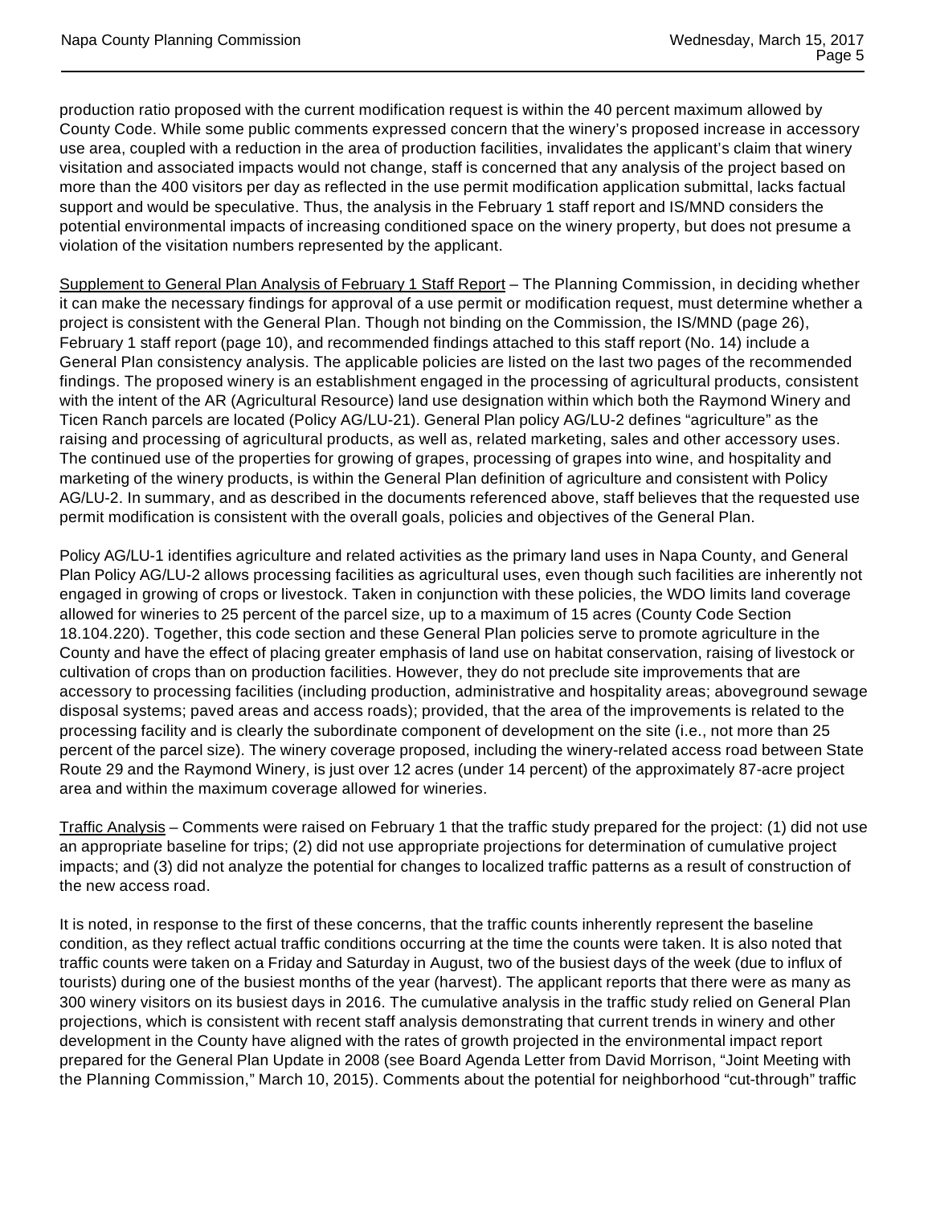production ratio proposed with the current modification request is within the 40 percent maximum allowed by County Code. While some public comments expressed concern that the winery's proposed increase in accessory use area, coupled with a reduction in the area of production facilities, invalidates the applicant's claim that winery visitation and associated impacts would not change, staff is concerned that any analysis of the project based on more than the 400 visitors per day as reflected in the use permit modification application submittal, lacks factual support and would be speculative. Thus, the analysis in the February 1 staff report and IS/MND considers the potential environmental impacts of increasing conditioned space on the winery property, but does not presume a violation of the visitation numbers represented by the applicant.

Supplement to General Plan Analysis of February 1 Staff Report – The Planning Commission, in deciding whether it can make the necessary findings for approval of a use permit or modification request, must determine whether a project is consistent with the General Plan. Though not binding on the Commission, the IS/MND (page 26), February 1 staff report (page 10), and recommended findings attached to this staff report (No. 14) include a General Plan consistency analysis. The applicable policies are listed on the last two pages of the recommended findings. The proposed winery is an establishment engaged in the processing of agricultural products, consistent with the intent of the AR (Agricultural Resource) land use designation within which both the Raymond Winery and Ticen Ranch parcels are located (Policy AG/LU-21). General Plan policy AG/LU-2 defines "agriculture" as the raising and processing of agricultural products, as well as, related marketing, sales and other accessory uses. The continued use of the properties for growing of grapes, processing of grapes into wine, and hospitality and marketing of the winery products, is within the General Plan definition of agriculture and consistent with Policy AG/LU-2. In summary, and as described in the documents referenced above, staff believes that the requested use permit modification is consistent with the overall goals, policies and objectives of the General Plan.

Policy AG/LU-1 identifies agriculture and related activities as the primary land uses in Napa County, and General Plan Policy AG/LU-2 allows processing facilities as agricultural uses, even though such facilities are inherently not engaged in growing of crops or livestock. Taken in conjunction with these policies, the WDO limits land coverage allowed for wineries to 25 percent of the parcel size, up to a maximum of 15 acres (County Code Section 18.104.220). Together, this code section and these General Plan policies serve to promote agriculture in the County and have the effect of placing greater emphasis of land use on habitat conservation, raising of livestock or cultivation of crops than on production facilities. However, they do not preclude site improvements that are accessory to processing facilities (including production, administrative and hospitality areas; aboveground sewage disposal systems; paved areas and access roads); provided, that the area of the improvements is related to the processing facility and is clearly the subordinate component of development on the site (i.e., not more than 25 percent of the parcel size). The winery coverage proposed, including the winery-related access road between State Route 29 and the Raymond Winery, is just over 12 acres (under 14 percent) of the approximately 87-acre project area and within the maximum coverage allowed for wineries.

Traffic Analysis – Comments were raised on February 1 that the traffic study prepared for the project: (1) did not use an appropriate baseline for trips; (2) did not use appropriate projections for determination of cumulative project impacts; and (3) did not analyze the potential for changes to localized traffic patterns as a result of construction of the new access road.

It is noted, in response to the first of these concerns, that the traffic counts inherently represent the baseline condition, as they reflect actual traffic conditions occurring at the time the counts were taken. It is also noted that traffic counts were taken on a Friday and Saturday in August, two of the busiest days of the week (due to influx of tourists) during one of the busiest months of the year (harvest). The applicant reports that there were as many as 300 winery visitors on its busiest days in 2016. The cumulative analysis in the traffic study relied on General Plan projections, which is consistent with recent staff analysis demonstrating that current trends in winery and other development in the County have aligned with the rates of growth projected in the environmental impact report prepared for the General Plan Update in 2008 (see Board Agenda Letter from David Morrison, "Joint Meeting with the Planning Commission," March 10, 2015). Comments about the potential for neighborhood "cut-through" traffic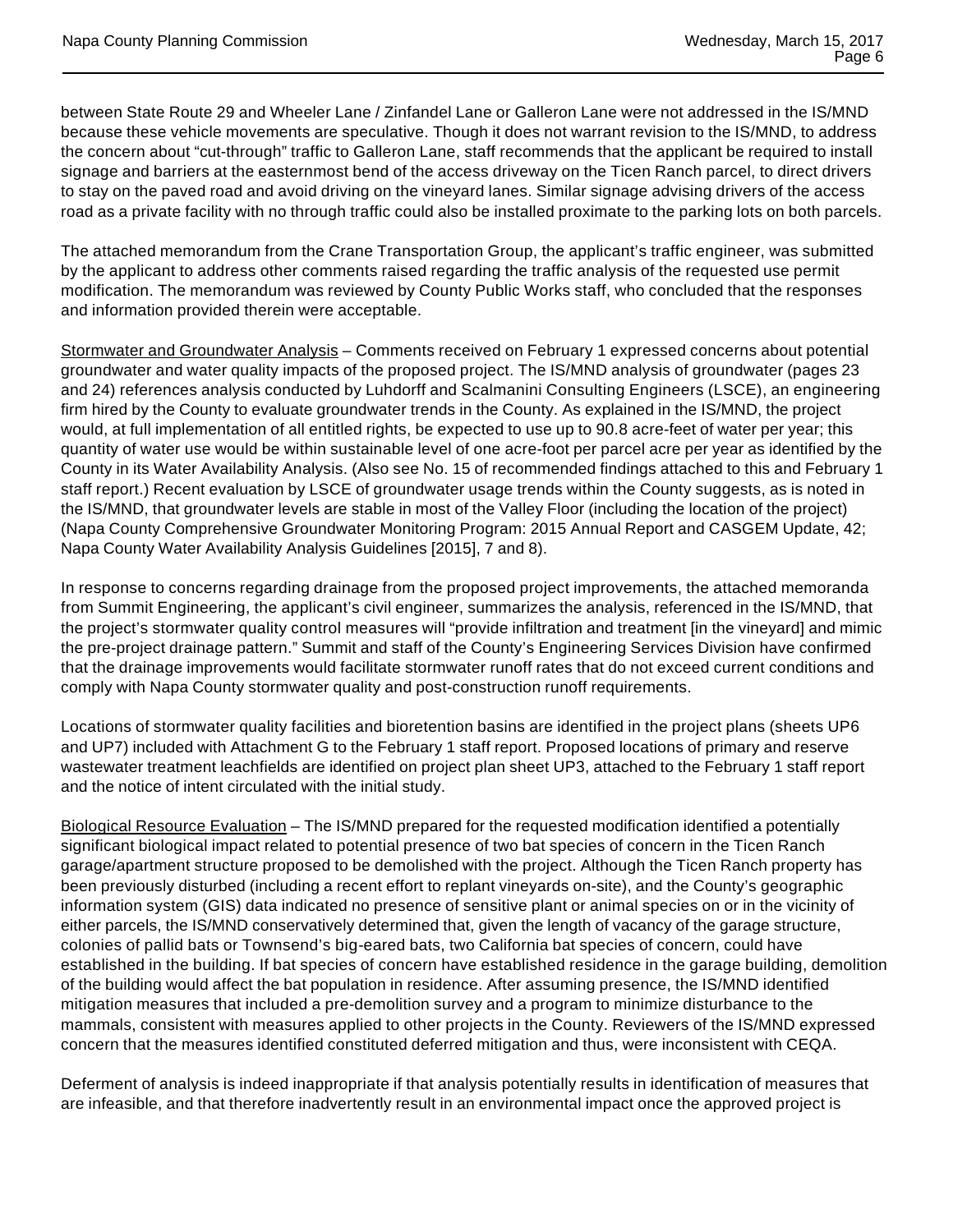between State Route 29 and Wheeler Lane / Zinfandel Lane or Galleron Lane were not addressed in the IS/MND because these vehicle movements are speculative. Though it does not warrant revision to the IS/MND, to address the concern about "cut-through" traffic to Galleron Lane, staff recommends that the applicant be required to install signage and barriers at the easternmost bend of the access driveway on the Ticen Ranch parcel, to direct drivers to stay on the paved road and avoid driving on the vineyard lanes. Similar signage advising drivers of the access road as a private facility with no through traffic could also be installed proximate to the parking lots on both parcels.

The attached memorandum from the Crane Transportation Group, the applicant's traffic engineer, was submitted by the applicant to address other comments raised regarding the traffic analysis of the requested use permit modification. The memorandum was reviewed by County Public Works staff, who concluded that the responses and information provided therein were acceptable.

<u>Stormwater and Groundwater Analysis</u> – Comments received on February 1 expressed concerns about potential groundwater and water quality impacts of the proposed project. The IS/MND analysis of groundwater (pages 23 and 24) references analysis conducted by Luhdorff and Scalmanini Consulting Engineers (LSCE), an engineering firm hired by the County to evaluate groundwater trends in the County. As explained in the IS/MND, the project would, at full implementation of all entitled rights, be expected to use up to 90.8 acre-feet of water per year; this quantity of water use would be within sustainable level of one acre-foot per parcel acre per year as identified by the County in its Water Availability Analysis. (Also see No. 15 of recommended findings attached to this and February 1 staff report.) Recent evaluation by LSCE of groundwater usage trends within the County suggests, as is noted in the IS/MND, that groundwater levels are stable in most of the Valley Floor (including the location of the project) (Napa County Comprehensive Groundwater Monitoring Program: 2015 Annual Report and CASGEM Update, 42; Napa County Water Availability Analysis Guidelines [2015], 7 and 8).

In response to concerns regarding drainage from the proposed project improvements, the attached memoranda from Summit Engineering, the applicant's civil engineer, summarizes the analysis, referenced in the IS/MND, that the project's stormwater quality control measures will "provide infiltration and treatment [in the vineyard] and mimic the pre-project drainage pattern." Summit and staff of the County's Engineering Services Division have confirmed that the drainage improvements would facilitate stormwater runoff rates that do not exceed current conditions and comply with Napa County stormwater quality and post-construction runoff requirements.

Locations of stormwater quality facilities and bioretention basins are identified in the project plans (sheets UP6 and UP7) included with Attachment G to the February 1 staff report. Proposed locations of primary and reserve wastewater treatment leachfields are identified on project plan sheet UP3, attached to the February 1 staff report and the notice of intent circulated with the initial study.

<u>Biological Resource Evaluation</u> – The IS/MND prepared for the requested modification identified a potentially significant biological impact related to potential presence of two bat species of concern in the Ticen Ranch garage/apartment structure proposed to be demolished with the project. Although the Ticen Ranch property has been previously disturbed (including a recent effort to replant vineyards on-site), and the County's geographic information system (GIS) data indicated no presence of sensitive plant or animal species on or in the vicinity of either parcels, the IS/MND conservatively determined that, given the length of vacancy of the garage structure, colonies of pallid bats or Townsend's big-eared bats, two California bat species of concern, could have established in the building. If bat species of concern have established residence in the garage building, demolition of the building would affect the bat population in residence. After assuming presence, the IS/MND identified mitigation measures that included a pre-demolition survey and a program to minimize disturbance to the mammals, consistent with measures applied to other projects in the County. Reviewers of the IS/MND expressed concern that the measures identified constituted deferred mitigation and thus, were inconsistent with CEQA.

Deferment of analysis is indeed inappropriate if that analysis potentially results in identification of measures that are infeasible, and that therefore inadvertently result in an environmental impact once the approved project is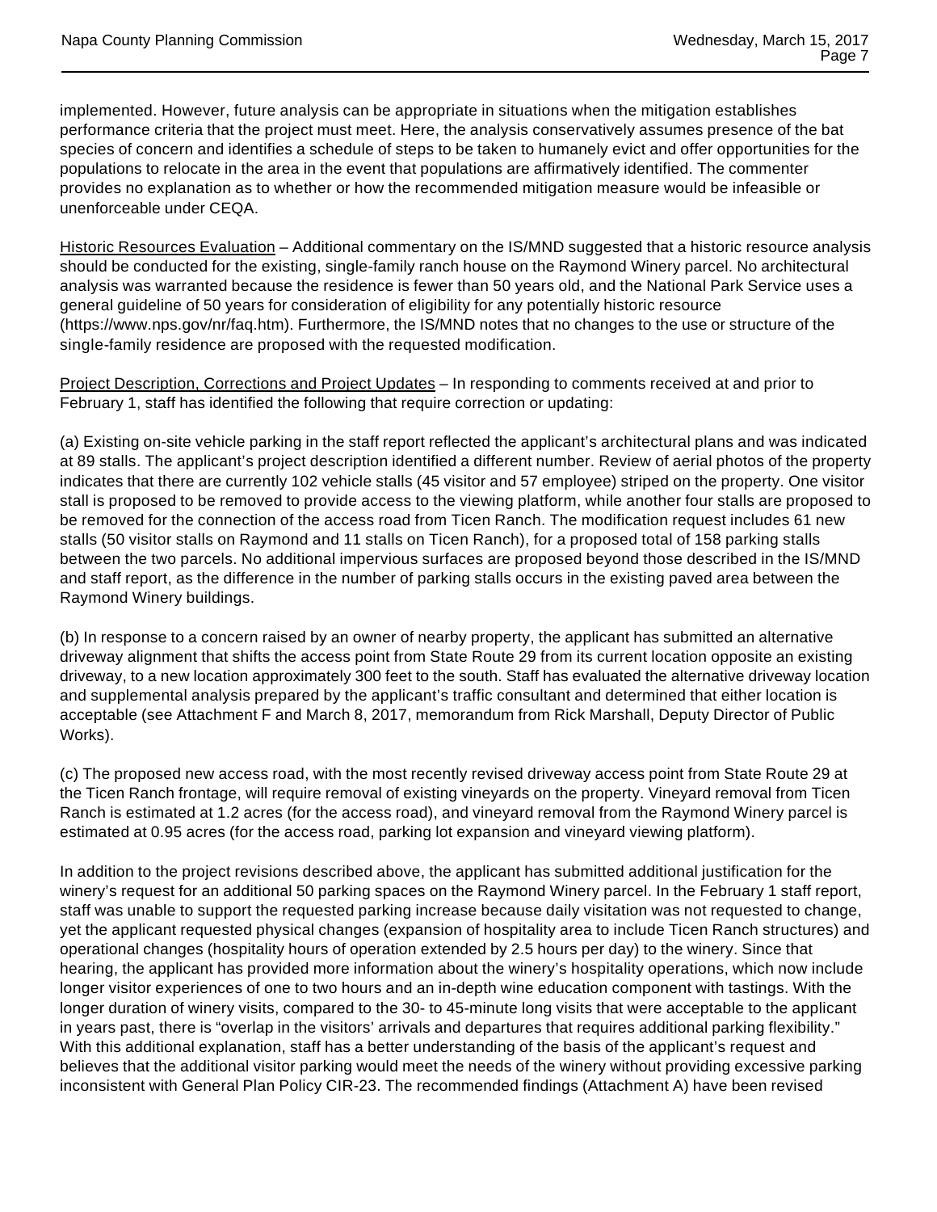implemented. However, future analysis can be appropriate in situations when the mitigation establishes performance criteria that the project must meet. Here, the analysis conservatively assumes presence of the bat species of concern and identifies a schedule of steps to be taken to humanely evict and offer opportunities for the populations to relocate in the area in the event that populations are affirmatively identified. The commenter provides no explanation as to whether or how the recommended mitigation measure would be infeasible or unenforceable under CEQA.

Historic Resources Evaluation – Additional commentary on the IS/MND suggested that a historic resource analysis should be conducted for the existing, single-family ranch house on the Raymond Winery parcel. No architectural analysis was warranted because the residence is fewer than 50 years old, and the National Park Service uses a general guideline of 50 years for consideration of eligibility for any potentially historic resource (https://www.nps.gov/nr/faq.htm). Furthermore, the IS/MND notes that no changes to the use or structure of the single-family residence are proposed with the requested modification.

Project Description, Corrections and Project Updates – In responding to comments received at and prior to February 1, staff has identified the following that require correction or updating:

(a) Existing on-site vehicle parking in the staff report reflected the applicant's architectural plans and was indicated at 89 stalls. The applicant's project description identified a different number. Review of aerial photos of the property indicates that there are currently 102 vehicle stalls (45 visitor and 57 employee) striped on the property. One visitor stall is proposed to be removed to provide access to the viewing platform, while another four stalls are proposed to be removed for the connection of the access road from Ticen Ranch. The modification request includes 61 new stalls (50 visitor stalls on Raymond and 11 stalls on Ticen Ranch), for a proposed total of 158 parking stalls between the two parcels. No additional impervious surfaces are proposed beyond those described in the IS/MND and staff report, as the difference in the number of parking stalls occurs in the existing paved area between the Raymond Winery buildings.

(b) In response to a concern raised by an owner of nearby property, the applicant has submitted an alternative driveway alignment that shifts the access point from State Route 29 from its current location opposite an existing driveway, to a new location approximately 300 feet to the south. Staff has evaluated the alternative driveway location and supplemental analysis prepared by the applicant's traffic consultant and determined that either location is acceptable (see Attachment F and March 8, 2017, memorandum from Rick Marshall, Deputy Director of Public Works).

(c) The proposed new access road, with the most recently revised driveway access point from State Route 29 at the Ticen Ranch frontage, will require removal of existing vineyards on the property. Vineyard removal from Ticen Ranch is estimated at 1.2 acres (for the access road), and vineyard removal from the Raymond Winery parcel is estimated at 0.95 acres (for the access road, parking lot expansion and vineyard viewing platform).

In addition to the project revisions described above, the applicant has submitted additional justification for the winery's request for an additional 50 parking spaces on the Raymond Winery parcel. In the February 1 staff report, staff was unable to support the requested parking increase because daily visitation was not requested to change, yet the applicant requested physical changes (expansion of hospitality area to include Ticen Ranch structures) and operational changes (hospitality hours of operation extended by 2.5 hours per day) to the winery. Since that hearing, the applicant has provided more information about the winery's hospitality operations, which now include longer visitor experiences of one to two hours and an in-depth wine education component with tastings. With the longer duration of winery visits, compared to the 30- to 45-minute long visits that were acceptable to the applicant in years past, there is "overlap in the visitors' arrivals and departures that requires additional parking flexibility." With this additional explanation, staff has a better understanding of the basis of the applicant's request and believes that the additional visitor parking would meet the needs of the winery without providing excessive parking inconsistent with General Plan Policy CIR-23. The recommended findings (Attachment A) have been revised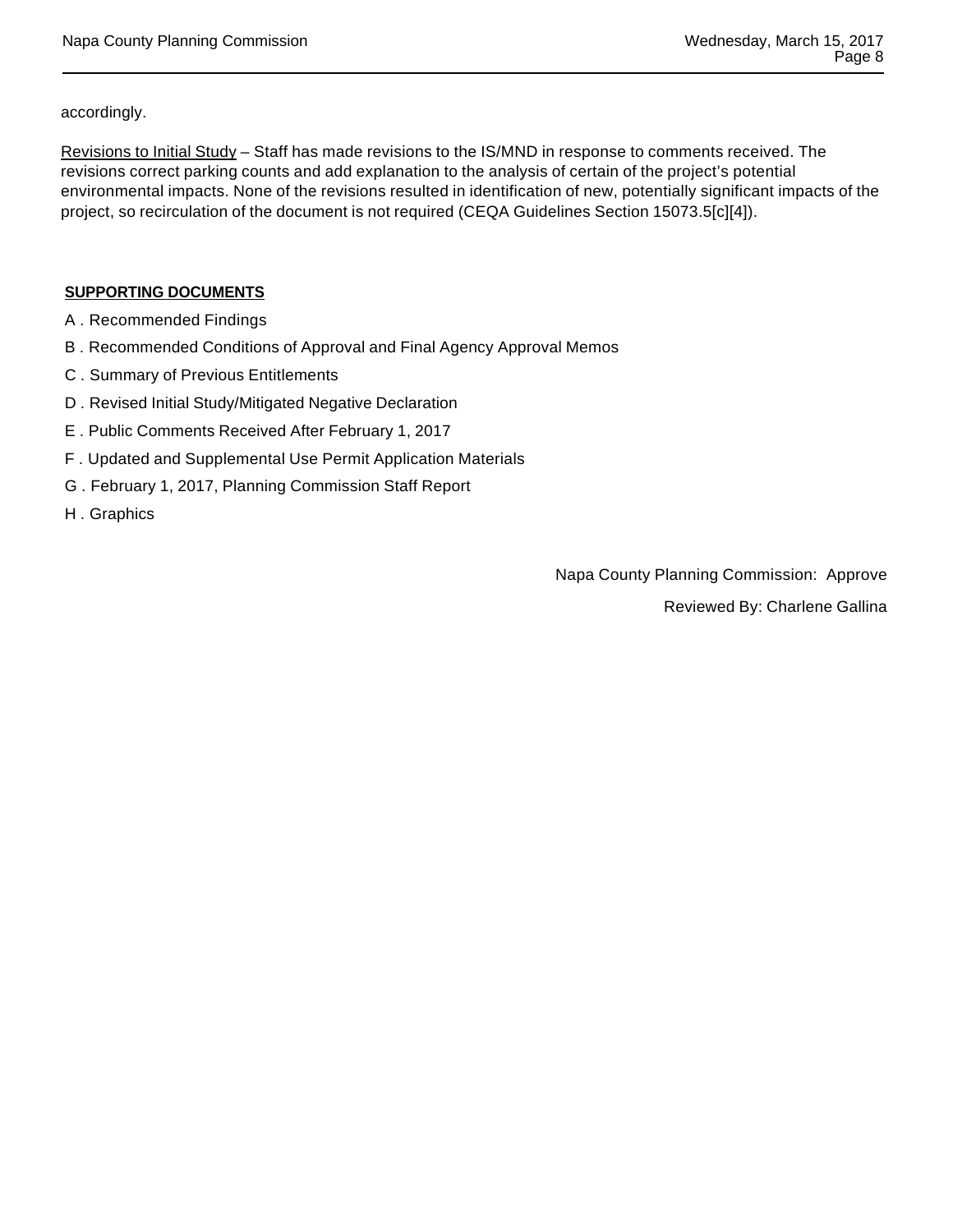accordingly.

Revisions to Initial Study – Staff has made revisions to the IS/MND in response to comments received. The revisions correct parking counts and add explanation to the analysis of certain of the project's potential environmental impacts. None of the revisions resulted in identification of new, potentially significant impacts of the project, so recirculation of the document is not required (CEQA Guidelines Section 15073.5[c][4]).

**SUPPORTING DOCUMENTS**

A . Recommended Findings

B . Recommended Conditions of Approval and Final Agency Approval Memos

C . Summary of Previous Entitlements

D . Revised Initial Study/Mitigated Negative Declaration

E . Public Comments Received After February 1, 2017

F . Updated and Supplemental Use Permit Application Materials

G . February 1, 2017, Planning Commission Staff Report

H . Graphics

Napa County Planning Commission: Approve

Reviewed By: Charlene Gallina